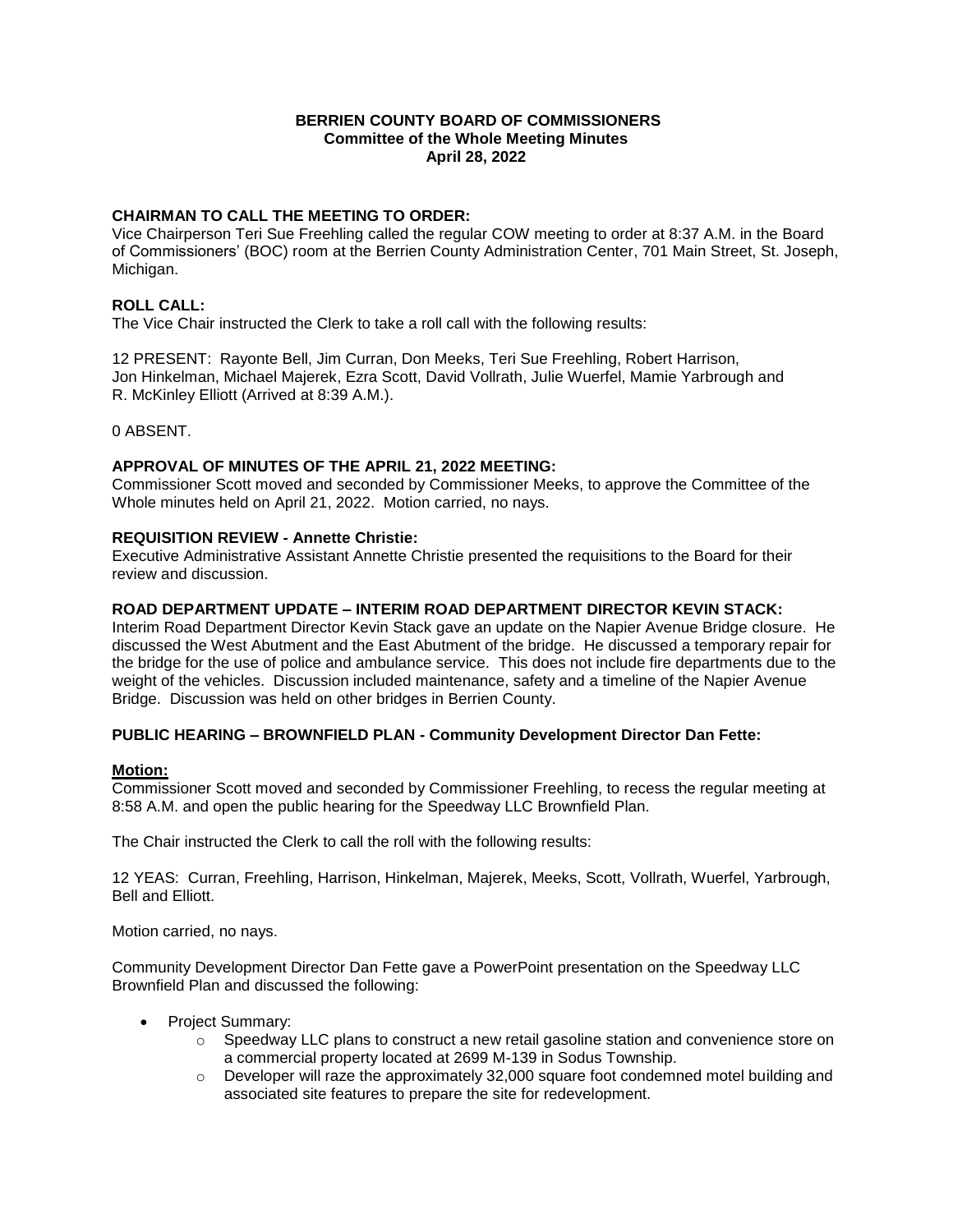# BERRIEN COUNTY BOARD OF COMMISSIONERS
## Committee of the Whole Meeting Minutes
## April 28, 2022

**CHAIRMAN TO CALL THE MEETING TO ORDER:**
Vice Chairperson Teri Sue Freehling called the regular COW meeting to order at 8:37 A.M. in the Board of Commissioners' (BOC) room at the Berrien County Administration Center, 701 Main Street, St. Joseph, Michigan.

**ROLL CALL:**
The Vice Chair instructed the Clerk to take a roll call with the following results:

12 PRESENT: Rayonte Bell, Jim Curran, Don Meeks, Teri Sue Freehling, Robert Harrison, Jon Hinkelman, Michael Majerek, Ezra Scott, David Vollrath, Julie Wuerfel, Mamie Yarbrough and R. McKinley Elliott (Arrived at 8:39 A.M.).

0 ABSENT.

**APPROVAL OF MINUTES OF THE APRIL 21, 2022 MEETING:**
Commissioner Scott moved and seconded by Commissioner Meeks, to approve the Committee of the Whole minutes held on April 21, 2022. Motion carried, no nays.

**REQUISITION REVIEW - Annette Christie:**
Executive Administrative Assistant Annette Christie presented the requisitions to the Board for their review and discussion.

**ROAD DEPARTMENT UPDATE – INTERIM ROAD DEPARTMENT DIRECTOR KEVIN STACK:**
Interim Road Department Director Kevin Stack gave an update on the Napier Avenue Bridge closure. He discussed the West Abutment and the East Abutment of the bridge. He discussed a temporary repair for the bridge for the use of police and ambulance service. This does not include fire departments due to the weight of the vehicles. Discussion included maintenance, safety and a timeline of the Napier Avenue Bridge. Discussion was held on other bridges in Berrien County.

**PUBLIC HEARING – BROWNFIELD PLAN - Community Development Director Dan Fette:**

**Motion:**
Commissioner Scott moved and seconded by Commissioner Freehling, to recess the regular meeting at 8:58 A.M. and open the public hearing for the Speedway LLC Brownfield Plan.

The Chair instructed the Clerk to call the roll with the following results:

12 YEAS: Curran, Freehling, Harrison, Hinkelman, Majerek, Meeks, Scott, Vollrath, Wuerfel, Yarbrough, Bell and Elliott.

Motion carried, no nays.

Community Development Director Dan Fette gave a PowerPoint presentation on the Speedway LLC Brownfield Plan and discussed the following:

- Project Summary:
  - Speedway LLC plans to construct a new retail gasoline station and convenience store on a commercial property located at 2699 M-139 in Sodus Township.
  - Developer will raze the approximately 32,000 square foot condemned motel building and associated site features to prepare the site for redevelopment.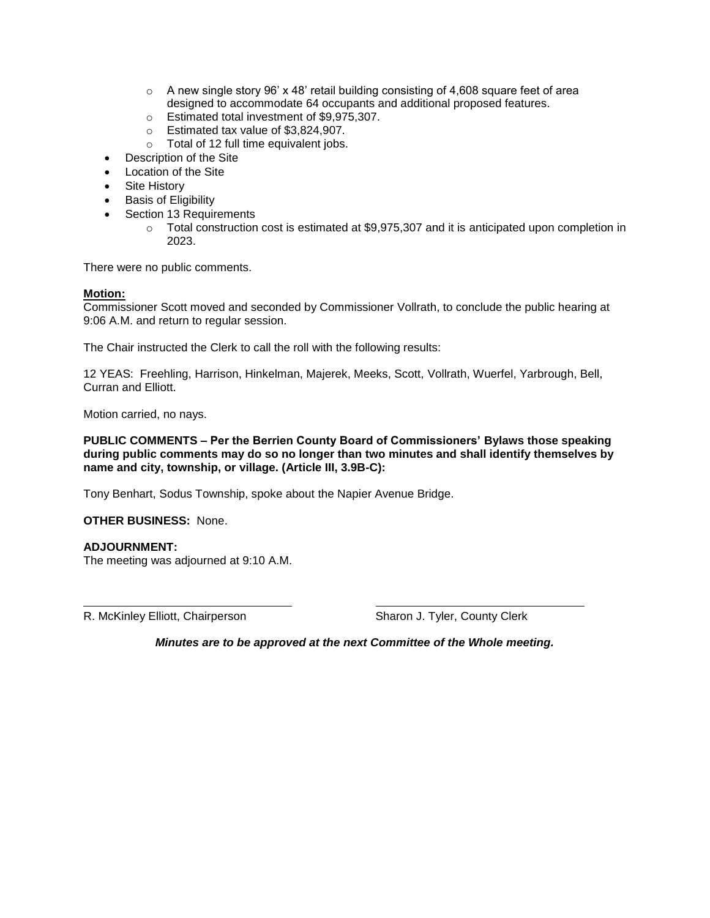- A new single story 96' x 48' retail building consisting of 4,608 square feet of area designed to accommodate 64 occupants and additional proposed features.
  - Estimated total investment of $9,975,307.
  - Estimated tax value of $3,824,907.
  - Total of 12 full time equivalent jobs.
- Description of the Site
- Location of the Site
- Site History
- Basis of Eligibility
- Section 13 Requirements
  - Total construction cost is estimated at $9,975,307 and it is anticipated upon completion in 2023.

There were no public comments.

**Motion:**
Commissioner Scott moved and seconded by Commissioner Vollrath, to conclude the public hearing at 9:06 A.M. and return to regular session.

The Chair instructed the Clerk to call the roll with the following results:

12 YEAS: Freehling, Harrison, Hinkelman, Majerek, Meeks, Scott, Vollrath, Wuerfel, Yarbrough, Bell, Curran and Elliott.

Motion carried, no nays.

**PUBLIC COMMENTS – Per the Berrien County Board of Commissioners' Bylaws those speaking during public comments may do so no longer than two minutes and shall identify themselves by name and city, township, or village. (Article III, 3.9B-C):**

Tony Benhart, Sodus Township, spoke about the Napier Avenue Bridge.

**OTHER BUSINESS:** None.

**ADJOURNMENT:**
The meeting was adjourned at 9:10 A.M.

R. McKinley Elliott, Chairperson

Sharon J. Tyler, County Clerk

***Minutes are to be approved at the next Committee of the Whole meeting.***